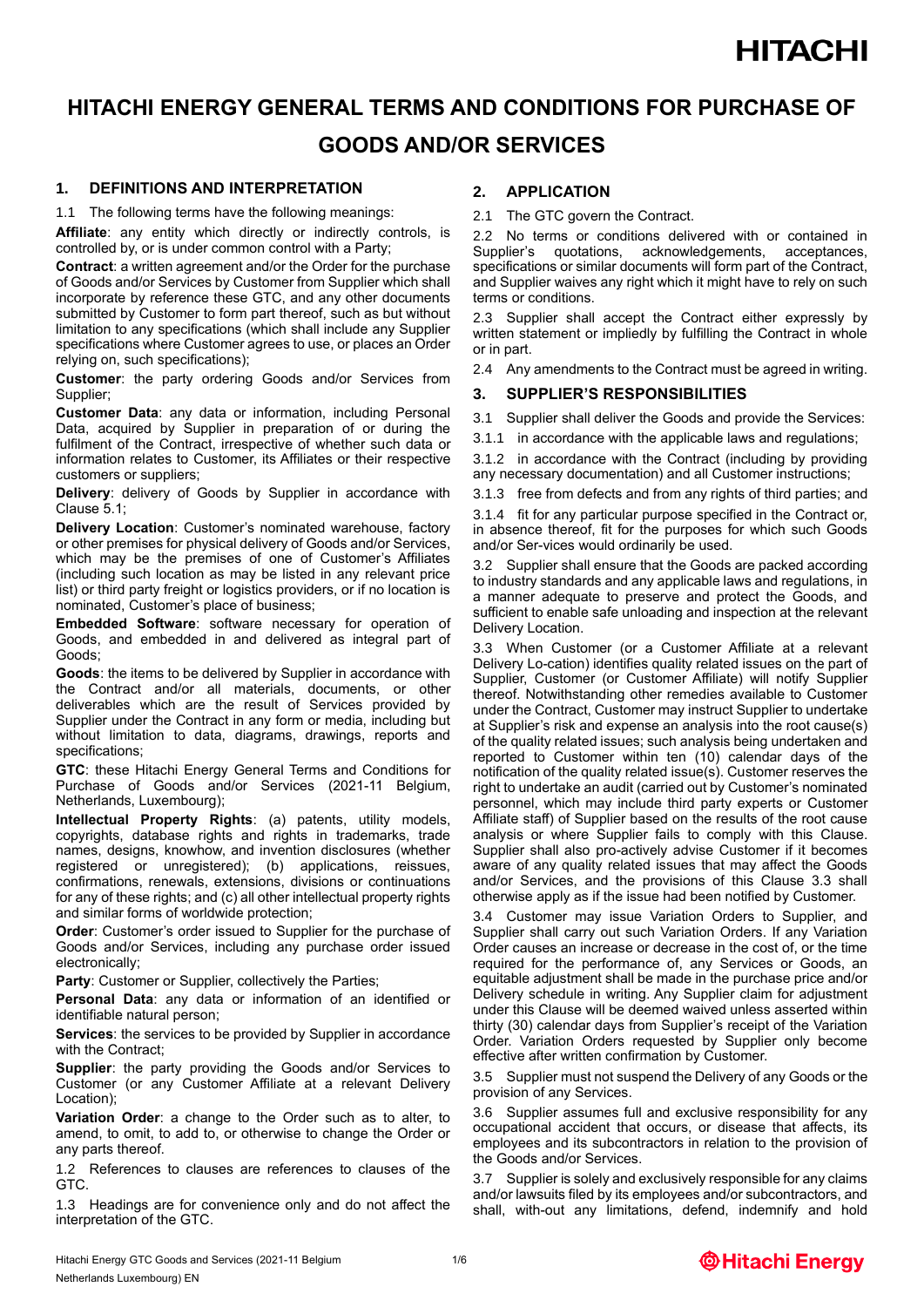# HITACHI ENERGY GENERAL TERMS AND CONDITIONS FOR PURCHASE OF GOODS AND/OR SERVICES

## 1. DEFINITIONS AND INTERPRETATION

1.1 The following terms have the following meanings:

**Affiliate**: any entity which directly or indirectly controls, is controlled by, or is under common control with a Party;

**Contract**: a written agreement and/or the Order for the purchase of Goods and/or Services by Customer from Supplier which shall incorporate by reference these GTC, and any other documents submitted by Customer to form part thereof, such as but without limitation to any specifications (which shall include any Supplier specifications where Customer agrees to use, or places an Order relying on, such specifications);

**Customer**: the party ordering Goods and/or Services from Supplier;

**Customer Data**: any data or information, including Personal Data, acquired by Supplier in preparation of or during the fulfilment of the Contract, irrespective of whether such data or information relates to Customer, its Affiliates or their respective customers or suppliers;

**Delivery**: delivery of Goods by Supplier in accordance with Clause 5.1;

**Delivery Location**: Customer's nominated warehouse, factory or other premises for physical delivery of Goods and/or Services, which may be the premises of one of Customer's Affiliates (including such location as may be listed in any relevant price list) or third party freight or logistics providers, or if no location is nominated, Customer's place of business;

**Embedded Software**: software necessary for operation of Goods, and embedded in and delivered as integral part of Goods;

**Goods**: the items to be delivered by Supplier in accordance with the Contract and/or all materials, documents, or other deliverables which are the result of Services provided by Supplier under the Contract in any form or media, including but without limitation to data, diagrams, drawings, reports and specifications;

**GTC**: these Hitachi Energy General Terms and Conditions for Purchase of Goods and/or Services (2021-11 Belgium, Netherlands, Luxembourg);

**Intellectual Property Rights**: (a) patents, utility models, copyrights, database rights and rights in trademarks, trade names, designs, knowhow, and invention disclosures (whether registered or unregistered); (b) applications, reissues, confirmations, renewals, extensions, divisions or continuations for any of these rights; and (c) all other intellectual property rights and similar forms of worldwide protection;

**Order**: Customer's order issued to Supplier for the purchase of Goods and/or Services, including any purchase order issued electronically;

**Party**: Customer or Supplier, collectively the Parties;

**Personal Data**: any data or information of an identified or identifiable natural person;

**Services**: the services to be provided by Supplier in accordance with the Contract;

**Supplier**: the party providing the Goods and/or Services to Customer (or any Customer Affiliate at a relevant Delivery Location);

**Variation Order**: a change to the Order such as to alter, to amend, to omit, to add to, or otherwise to change the Order or any parts thereof.

1.2 References to clauses are references to clauses of the GTC.

1.3 Headings are for convenience only and do not affect the interpretation of the GTC.

## 2. APPLICATION

2.1 The GTC govern the Contract.

2.2 No terms or conditions delivered with or contained in Supplier's quotations, acknowledgements, acceptances, specifications or similar documents will form part of the Contract, and Supplier waives any right which it might have to rely on such terms or conditions.

2.3 Supplier shall accept the Contract either expressly by written statement or impliedly by fulfilling the Contract in whole or in part.

2.4 Any amendments to the Contract must be agreed in writing.

## 3. SUPPLIER'S RESPONSIBILITIES

3.1 Supplier shall deliver the Goods and provide the Services:

3.1.1 in accordance with the applicable laws and regulations;

3.1.2 in accordance with the Contract (including by providing any necessary documentation) and all Customer instructions;

3.1.3 free from defects and from any rights of third parties; and

3.1.4 fit for any particular purpose specified in the Contract or, in absence thereof, fit for the purposes for which such Goods and/or Ser-vices would ordinarily be used.

3.2 Supplier shall ensure that the Goods are packed according to industry standards and any applicable laws and regulations, in a manner adequate to preserve and protect the Goods, and sufficient to enable safe unloading and inspection at the relevant Delivery Location.

3.3 When Customer (or a Customer Affiliate at a relevant Delivery Lo-cation) identifies quality related issues on the part of Supplier, Customer (or Customer Affiliate) will notify Supplier thereof. Notwithstanding other remedies available to Customer under the Contract, Customer may instruct Supplier to undertake at Supplier's risk and expense an analysis into the root cause(s) of the quality related issues; such analysis being undertaken and reported to Customer within ten (10) calendar days of the notification of the quality related issue(s). Customer reserves the right to undertake an audit (carried out by Customer's nominated personnel, which may include third party experts or Customer Affiliate staff) of Supplier based on the results of the root cause analysis or where Supplier fails to comply with this Clause. Supplier shall also pro-actively advise Customer if it becomes aware of any quality related issues that may affect the Goods and/or Services, and the provisions of this Clause 3.3 shall otherwise apply as if the issue had been notified by Customer.

3.4 Customer may issue Variation Orders to Supplier, and Supplier shall carry out such Variation Orders. If any Variation Order causes an increase or decrease in the cost of, or the time required for the performance of, any Services or Goods, an equitable adjustment shall be made in the purchase price and/or Delivery schedule in writing. Any Supplier claim for adjustment under this Clause will be deemed waived unless asserted within thirty (30) calendar days from Supplier's receipt of the Variation Order. Variation Orders requested by Supplier only become effective after written confirmation by Customer.

3.5 Supplier must not suspend the Delivery of any Goods or the provision of any Services.

3.6 Supplier assumes full and exclusive responsibility for any occupational accident that occurs, or disease that affects, its employees and its subcontractors in relation to the provision of the Goods and/or Services.

3.7 Supplier is solely and exclusively responsible for any claims and/or lawsuits filed by its employees and/or subcontractors, and shall, with-out any limitations, defend, indemnify and hold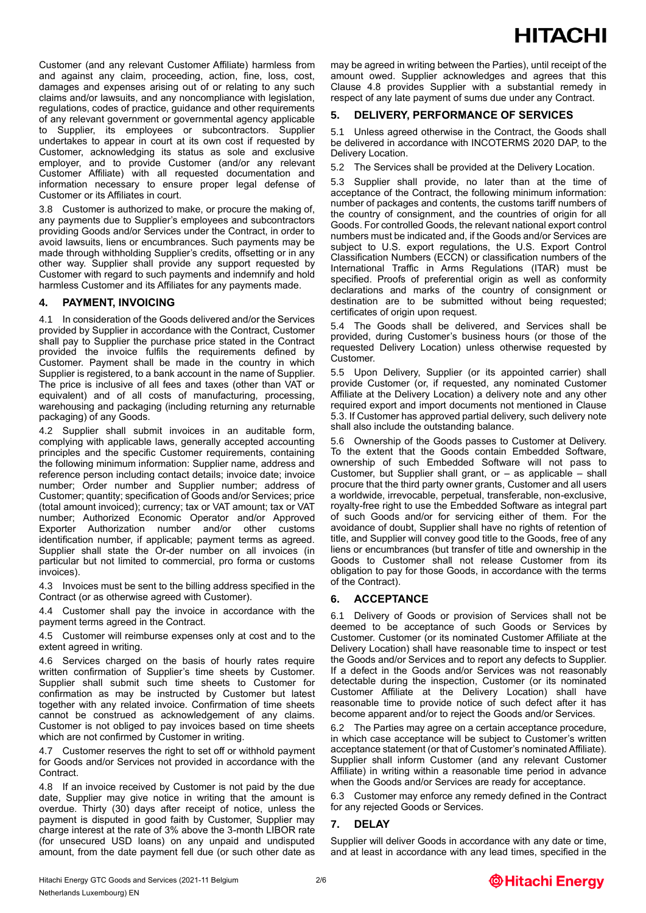Customer (and any relevant Customer Affiliate) harmless from and against any claim, proceeding, action, fine, loss, cost, damages and expenses arising out of or relating to any such claims and/or lawsuits, and any noncompliance with legislation, regulations, codes of practice, guidance and other requirements of any relevant government or governmental agency applicable to Supplier, its employees or subcontractors. Supplier undertakes to appear in court at its own cost if requested by Customer, acknowledging its status as sole and exclusive employer, and to provide Customer (and/or any relevant Customer Affiliate) with all requested documentation and information necessary to ensure proper legal defense of Customer or its Affiliates in court.

3.8 Customer is authorized to make, or procure the making of, any payments due to Supplier's employees and subcontractors providing Goods and/or Services under the Contract, in order to avoid lawsuits, liens or encumbrances. Such payments may be made through withholding Supplier's credits, offsetting or in any other way. Supplier shall provide any support requested by Customer with regard to such payments and indemnify and hold harmless Customer and its Affiliates for any payments made.

## 4. PAYMENT, INVOICING

4.1 In consideration of the Goods delivered and/or the Services provided by Supplier in accordance with the Contract, Customer shall pay to Supplier the purchase price stated in the Contract provided the invoice fulfils the requirements defined by Customer. Payment shall be made in the country in which Supplier is registered, to a bank account in the name of Supplier. The price is inclusive of all fees and taxes (other than VAT or equivalent) and of all costs of manufacturing, processing, warehousing and packaging (including returning any returnable packaging) of any Goods.

4.2 Supplier shall submit invoices in an auditable form, complying with applicable laws, generally accepted accounting principles and the specific Customer requirements, containing the following minimum information: Supplier name, address and reference person including contact details; invoice date; invoice number; Order number and Supplier number; address of Customer; quantity; specification of Goods and/or Services; price (total amount invoiced); currency; tax or VAT amount; tax or VAT number; Authorized Economic Operator and/or Approved Exporter Authorization number and/or other customs identification number, if applicable; payment terms as agreed. Supplier shall state the Or-der number on all invoices (in particular but not limited to commercial, pro forma or customs invoices).

4.3 Invoices must be sent to the billing address specified in the Contract (or as otherwise agreed with Customer).

4.4 Customer shall pay the invoice in accordance with the payment terms agreed in the Contract.

4.5 Customer will reimburse expenses only at cost and to the extent agreed in writing.

4.6 Services charged on the basis of hourly rates require written confirmation of Supplier's time sheets by Customer. Supplier shall submit such time sheets to Customer for confirmation as may be instructed by Customer but latest together with any related invoice. Confirmation of time sheets cannot be construed as acknowledgement of any claims. Customer is not obliged to pay invoices based on time sheets which are not confirmed by Customer in writing.

4.7 Customer reserves the right to set off or withhold payment for Goods and/or Services not provided in accordance with the Contract.

4.8 If an invoice received by Customer is not paid by the due date, Supplier may give notice in writing that the amount is overdue. Thirty (30) days after receipt of notice, unless the payment is disputed in good faith by Customer, Supplier may charge interest at the rate of 3% above the 3-month LIBOR rate (for unsecured USD loans) on any unpaid and undisputed amount, from the date payment fell due (or such other date as may be agreed in writing between the Parties), until receipt of the amount owed. Supplier acknowledges and agrees that this Clause 4.8 provides Supplier with a substantial remedy in respect of any late payment of sums due under any Contract.

## 5. DELIVERY, PERFORMANCE OF SERVICES

5.1 Unless agreed otherwise in the Contract, the Goods shall be delivered in accordance with INCOTERMS 2020 DAP, to the Delivery Location.

5.2 The Services shall be provided at the Delivery Location.

5.3 Supplier shall provide, no later than at the time of acceptance of the Contract, the following minimum information: number of packages and contents, the customs tariff numbers of the country of consignment, and the countries of origin for all Goods. For controlled Goods, the relevant national export control numbers must be indicated and, if the Goods and/or Services are subject to U.S. export regulations, the U.S. Export Control Classification Numbers (ECCN) or classification numbers of the International Traffic in Arms Regulations (ITAR) must be specified. Proofs of preferential origin as well as conformity declarations and marks of the country of consignment or destination are to be submitted without being requested; certificates of origin upon request.

5.4 The Goods shall be delivered, and Services shall be provided, during Customer's business hours (or those of the requested Delivery Location) unless otherwise requested by Customer.

5.5 Upon Delivery, Supplier (or its appointed carrier) shall provide Customer (or, if requested, any nominated Customer Affiliate at the Delivery Location) a delivery note and any other required export and import documents not mentioned in Clause 5.3. If Customer has approved partial delivery, such delivery note shall also include the outstanding balance.

5.6 Ownership of the Goods passes to Customer at Delivery. To the extent that the Goods contain Embedded Software, ownership of such Embedded Software will not pass to Customer, but Supplier shall grant, or – as applicable – shall procure that the third party owner grants, Customer and all users a worldwide, irrevocable, perpetual, transferable, non-exclusive, royalty-free right to use the Embedded Software as integral part of such Goods and/or for servicing either of them. For the avoidance of doubt, Supplier shall have no rights of retention of title, and Supplier will convey good title to the Goods, free of any liens or encumbrances (but transfer of title and ownership in the Goods to Customer shall not release Customer from its obligation to pay for those Goods, in accordance with the terms of the Contract).

## 6. ACCEPTANCE

6.1 Delivery of Goods or provision of Services shall not be deemed to be acceptance of such Goods or Services by Customer. Customer (or its nominated Customer Affiliate at the Delivery Location) shall have reasonable time to inspect or test the Goods and/or Services and to report any defects to Supplier. If a defect in the Goods and/or Services was not reasonably detectable during the inspection, Customer (or its nominated Customer Affiliate at the Delivery Location) shall have reasonable time to provide notice of such defect after it has become apparent and/or to reject the Goods and/or Services.

6.2 The Parties may agree on a certain acceptance procedure, in which case acceptance will be subject to Customer's written acceptance statement (or that of Customer's nominated Affiliate). Supplier shall inform Customer (and any relevant Customer Affiliate) in writing within a reasonable time period in advance when the Goods and/or Services are ready for acceptance.

6.3 Customer may enforce any remedy defined in the Contract for any rejected Goods or Services.

## 7. DELAY

Supplier will deliver Goods in accordance with any date or time, and at least in accordance with any lead times, specified in the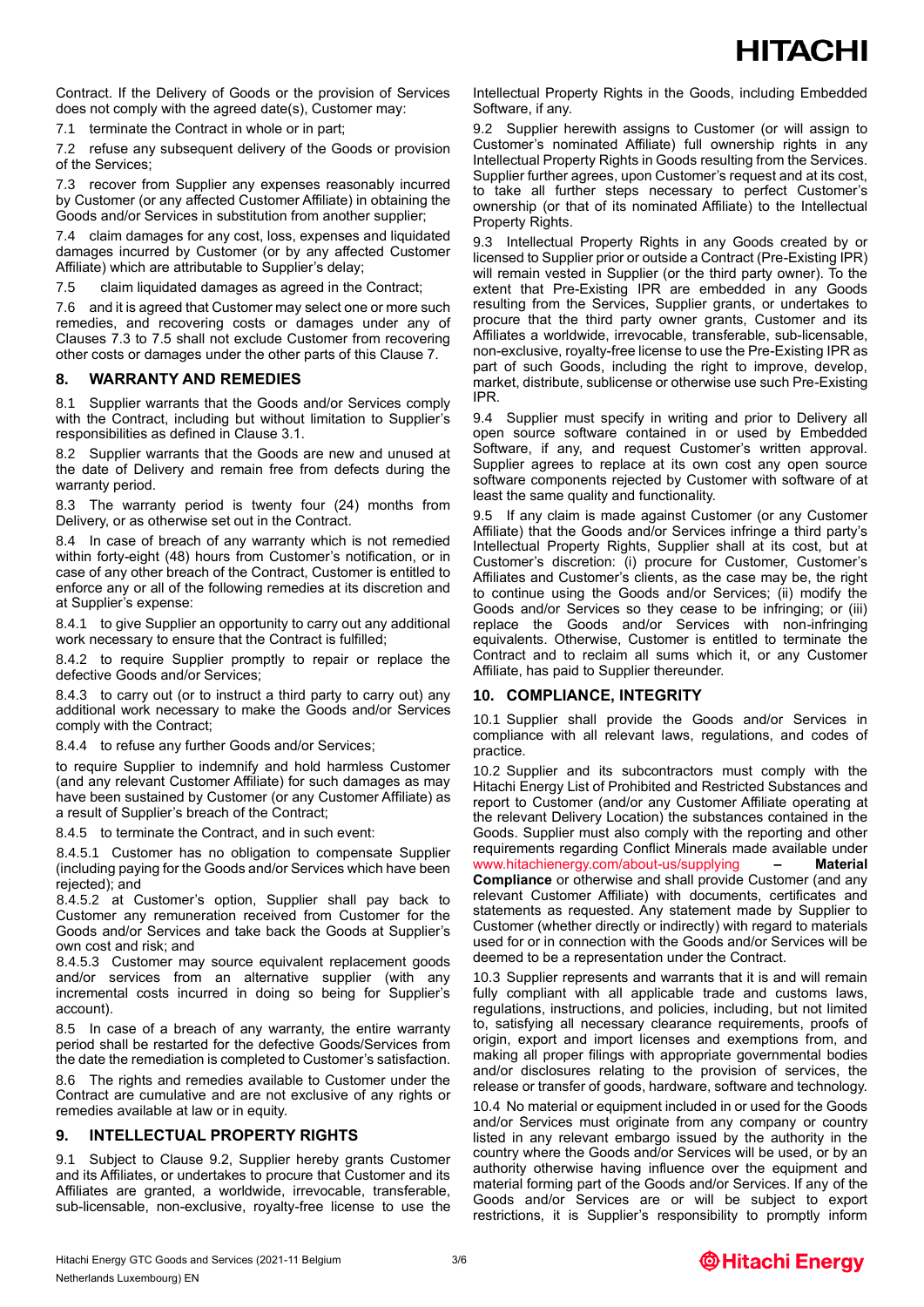Contract. If the Delivery of Goods or the provision of Services does not comply with the agreed date(s), Customer may:

7.1 terminate the Contract in whole or in part;

7.2 refuse any subsequent delivery of the Goods or provision of the Services;

7.3 recover from Supplier any expenses reasonably incurred by Customer (or any affected Customer Affiliate) in obtaining the Goods and/or Services in substitution from another supplier;

7.4 claim damages for any cost, loss, expenses and liquidated damages incurred by Customer (or by any affected Customer Affiliate) which are attributable to Supplier's delay;

7.5 claim liquidated damages as agreed in the Contract;

7.6 and it is agreed that Customer may select one or more such remedies, and recovering costs or damages under any of Clauses 7.3 to 7.5 shall not exclude Customer from recovering other costs or damages under the other parts of this Clause 7.

## 8. WARRANTY AND REMEDIES

8.1 Supplier warrants that the Goods and/or Services comply with the Contract, including but without limitation to Supplier's responsibilities as defined in Clause 3.1.

8.2 Supplier warrants that the Goods are new and unused at the date of Delivery and remain free from defects during the warranty period.

8.3 The warranty period is twenty four (24) months from Delivery, or as otherwise set out in the Contract.

8.4 In case of breach of any warranty which is not remedied within forty-eight (48) hours from Customer's notification, or in case of any other breach of the Contract, Customer is entitled to enforce any or all of the following remedies at its discretion and at Supplier's expense:

8.4.1 to give Supplier an opportunity to carry out any additional work necessary to ensure that the Contract is fulfilled;

8.4.2 to require Supplier promptly to repair or replace the defective Goods and/or Services;

8.4.3 to carry out (or to instruct a third party to carry out) any additional work necessary to make the Goods and/or Services comply with the Contract;

8.4.4 to refuse any further Goods and/or Services;

to require Supplier to indemnify and hold harmless Customer (and any relevant Customer Affiliate) for such damages as may have been sustained by Customer (or any Customer Affiliate) as a result of Supplier's breach of the Contract;

8.4.5 to terminate the Contract, and in such event:

8.4.5.1 Customer has no obligation to compensate Supplier (including paying for the Goods and/or Services which have been rejected); and

8.4.5.2 at Customer's option, Supplier shall pay back to Customer any remuneration received from Customer for the Goods and/or Services and take back the Goods at Supplier's own cost and risk; and

8.4.5.3 Customer may source equivalent replacement goods and/or services from an alternative supplier (with any incremental costs incurred in doing so being for Supplier's account).

8.5 In case of a breach of any warranty, the entire warranty period shall be restarted for the defective Goods/Services from the date the remediation is completed to Customer's satisfaction.

8.6 The rights and remedies available to Customer under the Contract are cumulative and are not exclusive of any rights or remedies available at law or in equity.

## 9. INTELLECTUAL PROPERTY RIGHTS

9.1 Subject to Clause 9.2, Supplier hereby grants Customer and its Affiliates, or undertakes to procure that Customer and its Affiliates are granted, a worldwide, irrevocable, transferable, sub-licensable, non-exclusive, royalty-free license to use the Intellectual Property Rights in the Goods, including Embedded Software, if any.

9.2 Supplier herewith assigns to Customer (or will assign to Customer's nominated Affiliate) full ownership rights in any Intellectual Property Rights in Goods resulting from the Services. Supplier further agrees, upon Customer's request and at its cost, to take all further steps necessary to perfect Customer's ownership (or that of its nominated Affiliate) to the Intellectual Property Rights.

9.3 Intellectual Property Rights in any Goods created by or licensed to Supplier prior or outside a Contract (Pre-Existing IPR) will remain vested in Supplier (or the third party owner). To the extent that Pre-Existing IPR are embedded in any Goods resulting from the Services, Supplier grants, or undertakes to procure that the third party owner grants, Customer and its Affiliates a worldwide, irrevocable, transferable, sub-licensable, non-exclusive, royalty-free license to use the Pre-Existing IPR as part of such Goods, including the right to improve, develop, market, distribute, sublicense or otherwise use such Pre-Existing IPR.

9.4 Supplier must specify in writing and prior to Delivery all open source software contained in or used by Embedded Software, if any, and request Customer's written approval. Supplier agrees to replace at its own cost any open source software components rejected by Customer with software of at least the same quality and functionality.

9.5 If any claim is made against Customer (or any Customer Affiliate) that the Goods and/or Services infringe a third party's Intellectual Property Rights, Supplier shall at its cost, but at Customer's discretion: (i) procure for Customer, Customer's Affiliates and Customer's clients, as the case may be, the right to continue using the Goods and/or Services; (ii) modify the Goods and/or Services so they cease to be infringing; or (iii) replace the Goods and/or Services with non-infringing equivalents. Otherwise, Customer is entitled to terminate the Contract and to reclaim all sums which it, or any Customer Affiliate, has paid to Supplier thereunder.

## 10. COMPLIANCE, INTEGRITY

10.1 Supplier shall provide the Goods and/or Services in compliance with all relevant laws, regulations, and codes of practice.

10.2 Supplier and its subcontractors must comply with the Hitachi Energy List of Prohibited and Restricted Substances and report to Customer (and/or any Customer Affiliate operating at the relevant Delivery Location) the substances contained in the Goods. Supplier must also comply with the reporting and other requirements regarding Conflict Minerals made available under www.hitachienergy.com/about-us/supplying – **Material Compliance** or otherwise and shall provide Customer (and any relevant Customer Affiliate) with documents, certificates and statements as requested. Any statement made by Supplier to Customer (whether directly or indirectly) with regard to materials used for or in connection with the Goods and/or Services will be deemed to be a representation under the Contract.

10.3 Supplier represents and warrants that it is and will remain fully compliant with all applicable trade and customs laws, regulations, instructions, and policies, including, but not limited to, satisfying all necessary clearance requirements, proofs of origin, export and import licenses and exemptions from, and making all proper filings with appropriate governmental bodies and/or disclosures relating to the provision of services, the release or transfer of goods, hardware, software and technology.

10.4 No material or equipment included in or used for the Goods and/or Services must originate from any company or country listed in any relevant embargo issued by the authority in the country where the Goods and/or Services will be used, or by an authority otherwise having influence over the equipment and material forming part of the Goods and/or Services. If any of the Goods and/or Services are or will be subject to export restrictions, it is Supplier's responsibility to promptly inform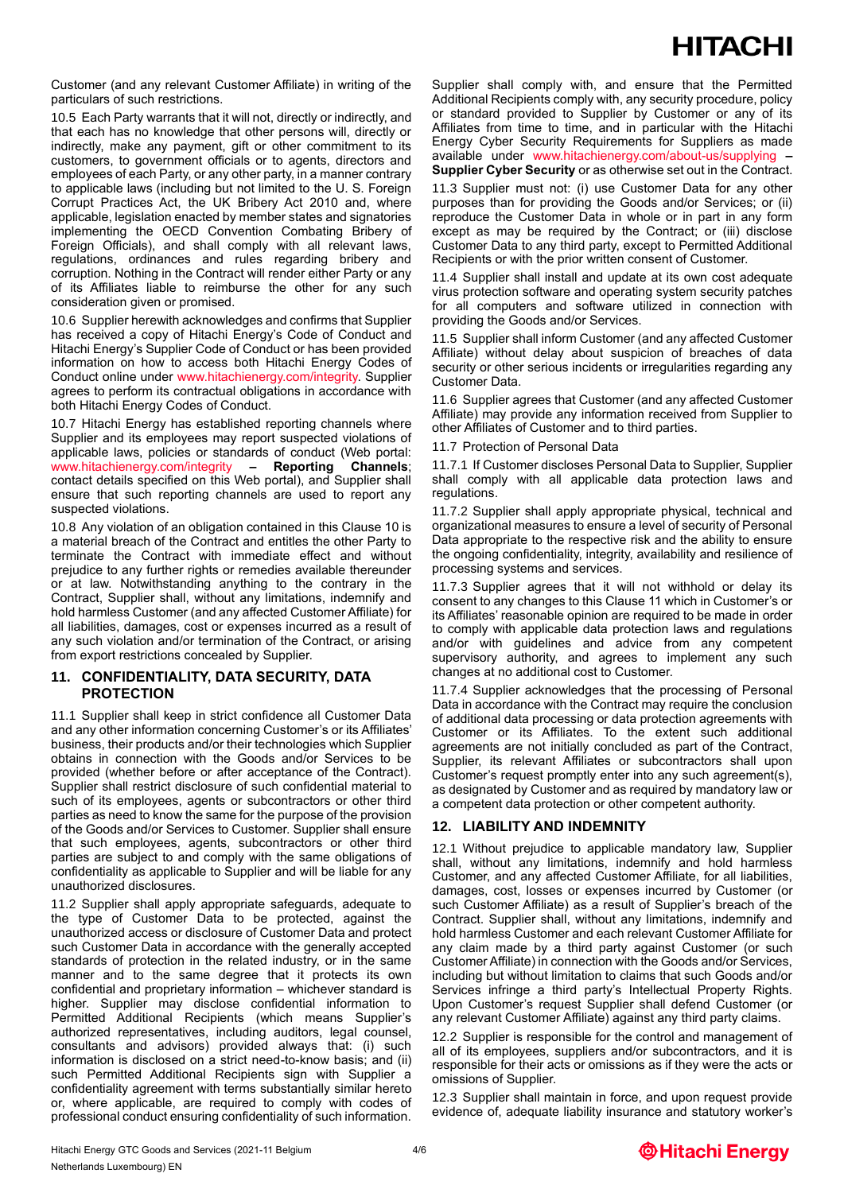Customer (and any relevant Customer Affiliate) in writing of the particulars of such restrictions.

10.5 Each Party warrants that it will not, directly or indirectly, and that each has no knowledge that other persons will, directly or indirectly, make any payment, gift or other commitment to its customers, to government officials or to agents, directors and employees of each Party, or any other party, in a manner contrary to applicable laws (including but not limited to the U. S. Foreign Corrupt Practices Act, the UK Bribery Act 2010 and, where applicable, legislation enacted by member states and signatories implementing the OECD Convention Combating Bribery of Foreign Officials), and shall comply with all relevant laws, regulations, ordinances and rules regarding bribery and corruption. Nothing in the Contract will render either Party or any of its Affiliates liable to reimburse the other for any such consideration given or promised.

10.6 Supplier herewith acknowledges and confirms that Supplier has received a copy of Hitachi Energy's Code of Conduct and Hitachi Energy's Supplier Code of Conduct or has been provided information on how to access both Hitachi Energy Codes of Conduct online under www.hitachienergy.com/integrity. Supplier agrees to perform its contractual obligations in accordance with both Hitachi Energy Codes of Conduct.

10.7 Hitachi Energy has established reporting channels where Supplier and its employees may report suspected violations of applicable laws, policies or standards of conduct (Web portal: www.hitachienergy.com/integrity **– Reporting Channels**; contact details specified on this Web portal), and Supplier shall ensure that such reporting channels are used to report any suspected violations.

10.8 Any violation of an obligation contained in this Clause 10 is a material breach of the Contract and entitles the other Party to terminate the Contract with immediate effect and without prejudice to any further rights or remedies available thereunder or at law. Notwithstanding anything to the contrary in the Contract, Supplier shall, without any limitations, indemnify and hold harmless Customer (and any affected Customer Affiliate) for all liabilities, damages, cost or expenses incurred as a result of any such violation and/or termination of the Contract, or arising from export restrictions concealed by Supplier.

## 11. CONFIDENTIALITY, DATA SECURITY, DATA PROTECTION

11.1 Supplier shall keep in strict confidence all Customer Data and any other information concerning Customer's or its Affiliates' business, their products and/or their technologies which Supplier obtains in connection with the Goods and/or Services to be provided (whether before or after acceptance of the Contract). Supplier shall restrict disclosure of such confidential material to such of its employees, agents or subcontractors or other third parties as need to know the same for the purpose of the provision of the Goods and/or Services to Customer. Supplier shall ensure that such employees, agents, subcontractors or other third parties are subject to and comply with the same obligations of confidentiality as applicable to Supplier and will be liable for any unauthorized disclosures.

11.2 Supplier shall apply appropriate safeguards, adequate to the type of Customer Data to be protected, against the unauthorized access or disclosure of Customer Data and protect such Customer Data in accordance with the generally accepted standards of protection in the related industry, or in the same manner and to the same degree that it protects its own confidential and proprietary information – whichever standard is higher. Supplier may disclose confidential information to Permitted Additional Recipients (which means Supplier's authorized representatives, including auditors, legal counsel, consultants and advisors) provided always that: (i) such information is disclosed on a strict need-to-know basis; and (ii) such Permitted Additional Recipients sign with Supplier a confidentiality agreement with terms substantially similar hereto or, where applicable, are required to comply with codes of professional conduct ensuring confidentiality of such information. Supplier shall comply with, and ensure that the Permitted Additional Recipients comply with, any security procedure, policy or standard provided to Supplier by Customer or any of its Affiliates from time to time, and in particular with the Hitachi Energy Cyber Security Requirements for Suppliers as made available under www.hitachienergy.com/about-us/supplying **– Supplier Cyber Security** or as otherwise set out in the Contract.

11.3 Supplier must not: (i) use Customer Data for any other purposes than for providing the Goods and/or Services; or (ii) reproduce the Customer Data in whole or in part in any form except as may be required by the Contract; or (iii) disclose Customer Data to any third party, except to Permitted Additional Recipients or with the prior written consent of Customer.

11.4 Supplier shall install and update at its own cost adequate virus protection software and operating system security patches for all computers and software utilized in connection with providing the Goods and/or Services.

11.5 Supplier shall inform Customer (and any affected Customer Affiliate) without delay about suspicion of breaches of data security or other serious incidents or irregularities regarding any Customer Data.

11.6 Supplier agrees that Customer (and any affected Customer Affiliate) may provide any information received from Supplier to other Affiliates of Customer and to third parties.

11.7 Protection of Personal Data

11.7.1 If Customer discloses Personal Data to Supplier, Supplier shall comply with all applicable data protection laws and regulations.

11.7.2 Supplier shall apply appropriate physical, technical and organizational measures to ensure a level of security of Personal Data appropriate to the respective risk and the ability to ensure the ongoing confidentiality, integrity, availability and resilience of processing systems and services.

11.7.3 Supplier agrees that it will not withhold or delay its consent to any changes to this Clause 11 which in Customer's or its Affiliates' reasonable opinion are required to be made in order to comply with applicable data protection laws and regulations and/or with guidelines and advice from any competent supervisory authority, and agrees to implement any such changes at no additional cost to Customer.

11.7.4 Supplier acknowledges that the processing of Personal Data in accordance with the Contract may require the conclusion of additional data processing or data protection agreements with Customer or its Affiliates. To the extent such additional agreements are not initially concluded as part of the Contract, Supplier, its relevant Affiliates or subcontractors shall upon Customer's request promptly enter into any such agreement(s), as designated by Customer and as required by mandatory law or a competent data protection or other competent authority.

## 12. LIABILITY AND INDEMNITY

12.1 Without prejudice to applicable mandatory law, Supplier shall, without any limitations, indemnify and hold harmless Customer, and any affected Customer Affiliate, for all liabilities, damages, cost, losses or expenses incurred by Customer (or such Customer Affiliate) as a result of Supplier's breach of the Contract. Supplier shall, without any limitations, indemnify and hold harmless Customer and each relevant Customer Affiliate for any claim made by a third party against Customer (or such Customer Affiliate) in connection with the Goods and/or Services, including but without limitation to claims that such Goods and/or Services infringe a third party's Intellectual Property Rights. Upon Customer's request Supplier shall defend Customer (or any relevant Customer Affiliate) against any third party claims.

12.2 Supplier is responsible for the control and management of all of its employees, suppliers and/or subcontractors, and it is responsible for their acts or omissions as if they were the acts or omissions of Supplier.

12.3 Supplier shall maintain in force, and upon request provide evidence of, adequate liability insurance and statutory worker's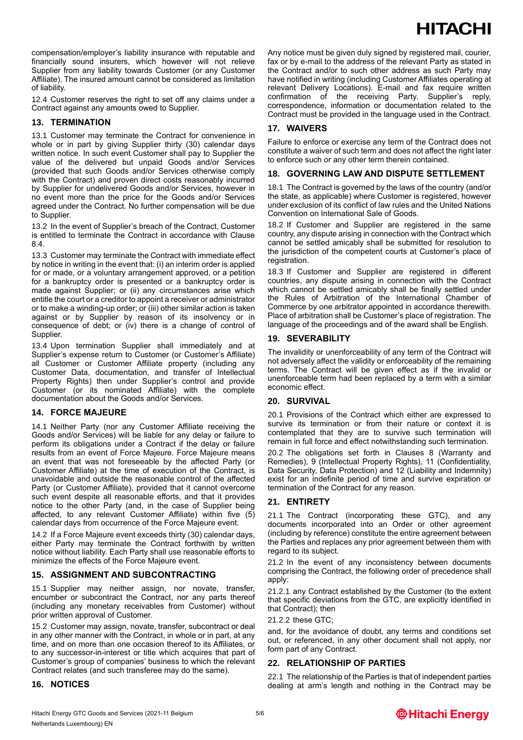compensation/employer's liability insurance with reputable and financially sound insurers, which however will not relieve Supplier from any liability towards Customer (or any Customer Affiliate). The insured amount cannot be considered as limitation of liability.

12.4 Customer reserves the right to set off any claims under a Contract against any amounts owed to Supplier.

## 13. TERMINATION

13.1 Customer may terminate the Contract for convenience in whole or in part by giving Supplier thirty (30) calendar days written notice. In such event Customer shall pay to Supplier the value of the delivered but unpaid Goods and/or Services (provided that such Goods and/or Services otherwise comply with the Contract) and proven direct costs reasonably incurred by Supplier for undelivered Goods and/or Services, however in no event more than the price for the Goods and/or Services agreed under the Contract. No further compensation will be due to Supplier.

13.2 In the event of Supplier's breach of the Contract, Customer is entitled to terminate the Contract in accordance with Clause 8.4.

13.3 Customer may terminate the Contract with immediate effect by notice in writing in the event that: (i) an interim order is applied for or made, or a voluntary arrangement approved, or a petition for a bankruptcy order is presented or a bankruptcy order is made against Supplier; or (ii) any circumstances arise which entitle the court or a creditor to appoint a receiver or administrator or to make a winding-up order; or (iii) other similar action is taken against or by Supplier by reason of its insolvency or in consequence of debt; or (iv) there is a change of control of Supplier.

13.4 Upon termination Supplier shall immediately and at Supplier's expense return to Customer (or Customer's Affiliate) all Customer or Customer Affiliate property (including any Customer Data, documentation, and transfer of Intellectual Property Rights) then under Supplier's control and provide Customer (or its nominated Affiliate) with the complete documentation about the Goods and/or Services.

## 14. FORCE MAJEURE

14.1 Neither Party (nor any Customer Affiliate receiving the Goods and/or Services) will be liable for any delay or failure to perform its obligations under a Contract if the delay or failure results from an event of Force Majeure. Force Majeure means an event that was not foreseeable by the affected Party (or Customer Affiliate) at the time of execution of the Contract, is unavoidable and outside the reasonable control of the affected Party (or Customer Affiliate), provided that it cannot overcome such event despite all reasonable efforts, and that it provides notice to the other Party (and, in the case of Supplier being affected, to any relevant Customer Affiliate) within five (5) calendar days from occurrence of the Force Majeure event.

14.2 If a Force Majeure event exceeds thirty (30) calendar days, either Party may terminate the Contract forthwith by written notice without liability. Each Party shall use reasonable efforts to minimize the effects of the Force Majeure event.

## 15. ASSIGNMENT AND SUBCONTRACTING

15.1 Supplier may neither assign, nor novate, transfer, encumber or subcontract the Contract, nor any parts thereof (including any monetary receivables from Customer) without prior written approval of Customer.

15.2 Customer may assign, novate, transfer, subcontract or deal in any other manner with the Contract, in whole or in part, at any time, and on more than one occasion thereof to its Affiliates, or to any successor-in-interest or title which acquires that part of Customer's group of companies' business to which the relevant Contract relates (and such transferee may do the same).

## 16. NOTICES

Any notice must be given duly signed by registered mail, courier, fax or by e-mail to the address of the relevant Party as stated in the Contract and/or to such other address as such Party may have notified in writing (including Customer Affiliates operating at relevant Delivery Locations). E-mail and fax require written confirmation of the receiving Party. Supplier's reply, correspondence, information or documentation related to the Contract must be provided in the language used in the Contract.

## 17. WAIVERS

Failure to enforce or exercise any term of the Contract does not constitute a waiver of such term and does not affect the right later to enforce such or any other term therein contained.

## 18. GOVERNING LAW AND DISPUTE SETTLEMENT

18.1 The Contract is governed by the laws of the country (and/or the state, as applicable) where Customer is registered, however under exclusion of its conflict of law rules and the United Nations Convention on International Sale of Goods.

18.2 If Customer and Supplier are registered in the same country, any dispute arising in connection with the Contract which cannot be settled amicably shall be submitted for resolution to the jurisdiction of the competent courts at Customer's place of registration.

18.3 If Customer and Supplier are registered in different countries, any dispute arising in connection with the Contract which cannot be settled amicably shall be finally settled under the Rules of Arbitration of the International Chamber of Commerce by one arbitrator appointed in accordance therewith. Place of arbitration shall be Customer's place of registration. The language of the proceedings and of the award shall be English.

## 19. SEVERABILITY

The invalidity or unenforceability of any term of the Contract will not adversely affect the validity or enforceability of the remaining terms. The Contract will be given effect as if the invalid or unenforceable term had been replaced by a term with a similar economic effect.

## 20. SURVIVAL

20.1 Provisions of the Contract which either are expressed to survive its termination or from their nature or context it is contemplated that they are to survive such termination will remain in full force and effect notwithstanding such termination.

20.2 The obligations set forth in Clauses 8 (Warranty and Remedies), 9 (Intellectual Property Rights), 11 (Confidentiality, Data Security, Data Protection) and 12 (Liability and Indemnity) exist for an indefinite period of time and survive expiration or termination of the Contract for any reason.

## 21. ENTIRETY

21.1 The Contract (incorporating these GTC), and any documents incorporated into an Order or other agreement (including by reference) constitute the entire agreement between the Parties and replaces any prior agreement between them with regard to its subject.

21.2 In the event of any inconsistency between documents comprising the Contract, the following order of precedence shall apply:

21.2.1 any Contract established by the Customer (to the extent that specific deviations from the GTC, are explicitly identified in that Contract); then

21.2.2 these GTC;

and, for the avoidance of doubt, any terms and conditions set out, or referenced, in any other document shall not apply, nor form part of any Contract.

## 22. RELATIONSHIP OF PARTIES

22.1 The relationship of the Parties is that of independent parties dealing at arm's length and nothing in the Contract may be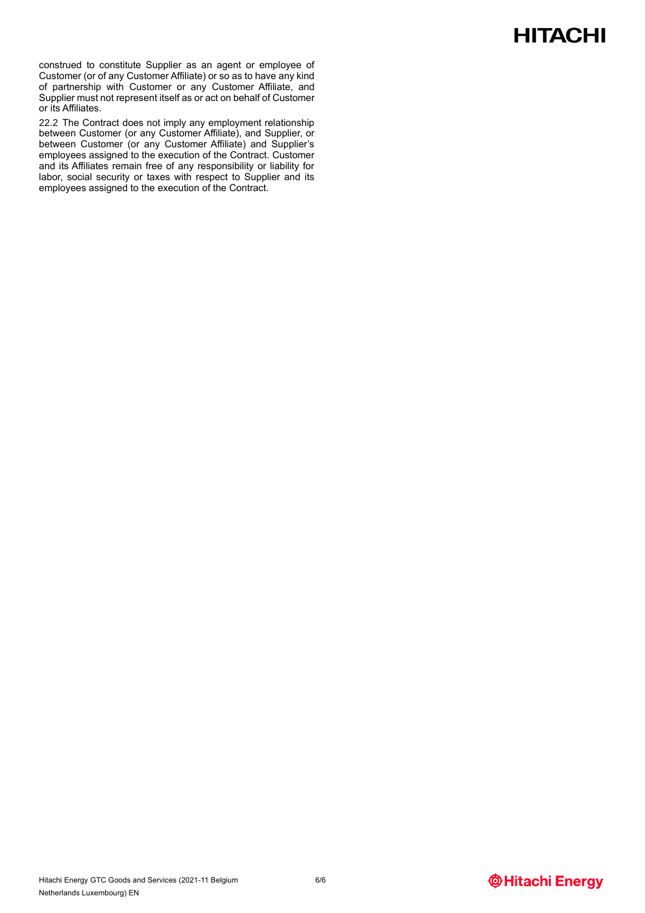construed to constitute Supplier as an agent or employee of Customer (or of any Customer Affiliate) or so as to have any kind of partnership with Customer or any Customer Affiliate, and Supplier must not represent itself as or act on behalf of Customer or its Affiliates.

22.2 The Contract does not imply any employment relationship between Customer (or any Customer Affiliate), and Supplier, or between Customer (or any Customer Affiliate) and Supplier's employees assigned to the execution of the Contract. Customer and its Affiliates remain free of any responsibility or liability for labor, social security or taxes with respect to Supplier and its employees assigned to the execution of the Contract.